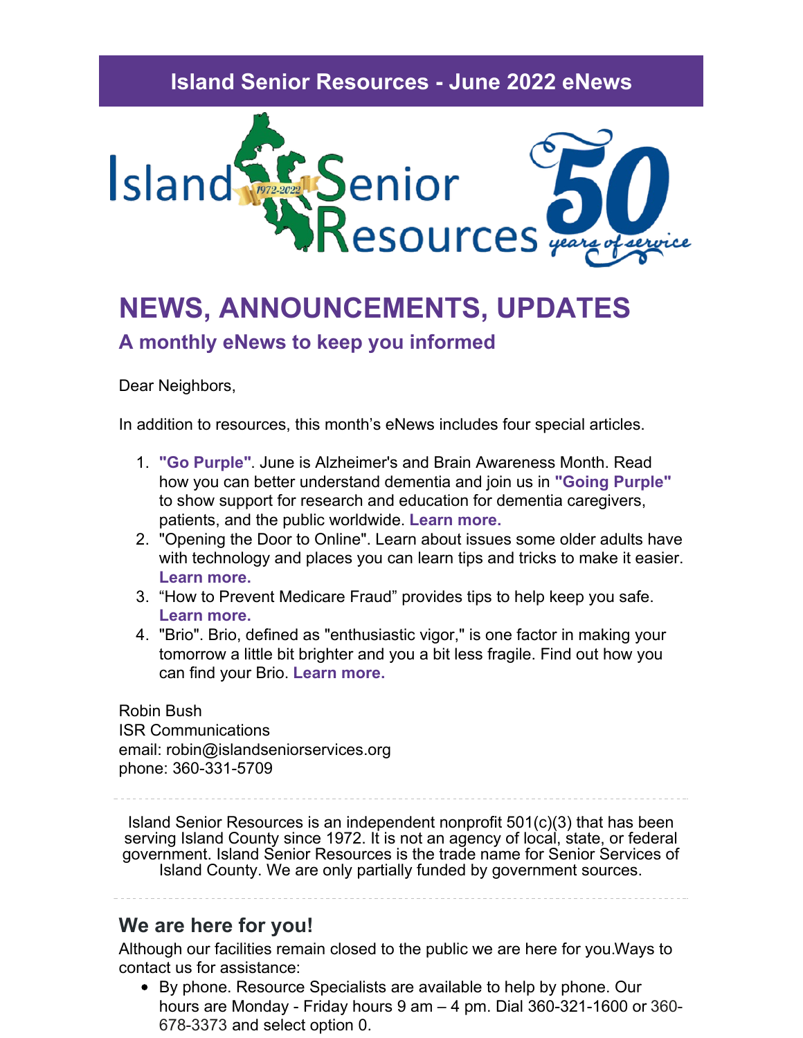# Island Senior Resources - June 2022 eNews

## NEWS, ANNOUNCEMENTS, UPDATES

### A monthly eNews to keep you informed

Dear Neighbors,

In addition to resources, this month's eNews includes four special articles.

1. **"Go Purple"**. June is Alzheimer's and Brain Awareness Month. Read how you can better understand dementia and join us in **"Going Purple"** to show support for research and education for dementia caregivers, patients, and the public worldwide. **Learn more.**
2. "Opening the Door to Online". Learn about issues some older adults have with technology and places you can learn tips and tricks to make it easier. **Learn more.**
3. "How to Prevent Medicare Fraud" provides tips to help keep you safe. **Learn more.**
4. "Brio". Brio, defined as "enthusiastic vigor," is one factor in making your tomorrow a little bit brighter and you a bit less fragile. Find out how you can find your Brio. **Learn more.**

Robin Bush
ISR Communications
email: robin@islandseniorservices.org
phone: 360-331-5709

---

Island Senior Resources is an independent nonprofit 501(c)(3) that has been serving Island County since 1972. It is not an agency of local, state, or federal government. Island Senior Resources is the trade name for Senior Services of Island County. We are only partially funded by government sources.

---

### We are here for you!

Although our facilities remain closed to the public we are here for you.Ways to contact us for assistance:

- By phone. Resource Specialists are available to help by phone. Our hours are Monday - Friday hours 9 am – 4 pm. Dial 360-321-1600 or 360-678-3373 and select option 0.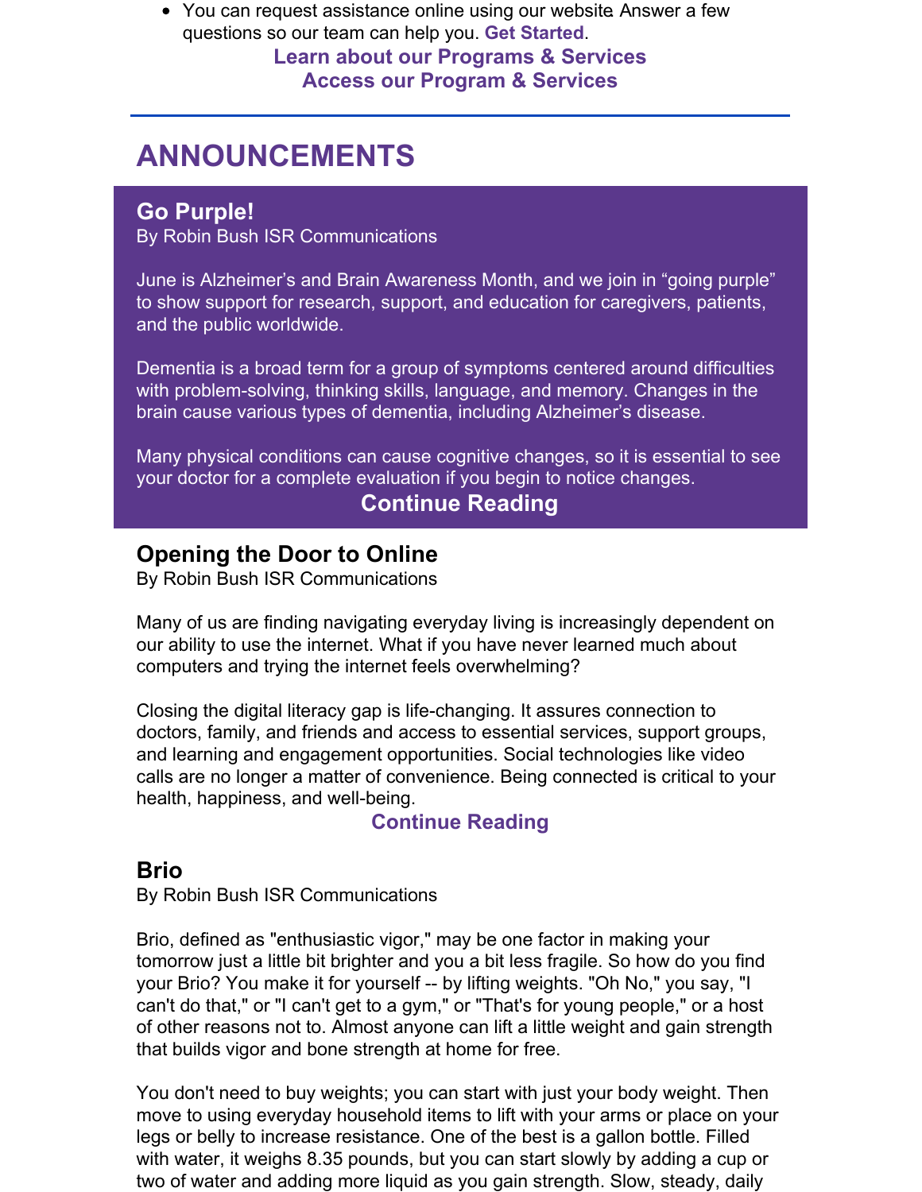- You can request assistance online using our website. Answer a few questions so our team can help you. **Get Started**.

**Learn about our Programs & Services**

**Access our Program & Services**

---

# ANNOUNCEMENTS

## Go Purple!

By Robin Bush ISR Communications

June is Alzheimer's and Brain Awareness Month, and we join in "going purple" to show support for research, support, and education for caregivers, patients, and the public worldwide.

Dementia is a broad term for a group of symptoms centered around difficulties with problem-solving, thinking skills, language, and memory. Changes in the brain cause various types of dementia, including Alzheimer's disease.

Many physical conditions can cause cognitive changes, so it is essential to see your doctor for a complete evaluation if you begin to notice changes.

**Continue Reading**

## Opening the Door to Online

By Robin Bush ISR Communications

Many of us are finding navigating everyday living is increasingly dependent on our ability to use the internet. What if you have never learned much about computers and trying the internet feels overwhelming?

Closing the digital literacy gap is life-changing. It assures connection to doctors, family, and friends and access to essential services, support groups, and learning and engagement opportunities. Social technologies like video calls are no longer a matter of convenience. Being connected is critical to your health, happiness, and well-being.

**Continue Reading**

## Brio

By Robin Bush ISR Communications

Brio, defined as "enthusiastic vigor," may be one factor in making your tomorrow just a little bit brighter and you a bit less fragile. So how do you find your Brio? You make it for yourself -- by lifting weights. "Oh No," you say, "I can't do that," or "I can't get to a gym," or "That's for young people," or a host of other reasons not to. Almost anyone can lift a little weight and gain strength that builds vigor and bone strength at home for free.

You don't need to buy weights; you can start with just your body weight. Then move to using everyday household items to lift with your arms or place on your legs or belly to increase resistance. One of the best is a gallon bottle. Filled with water, it weighs 8.35 pounds, but you can start slowly by adding a cup or two of water and adding more liquid as you gain strength. Slow, steady, daily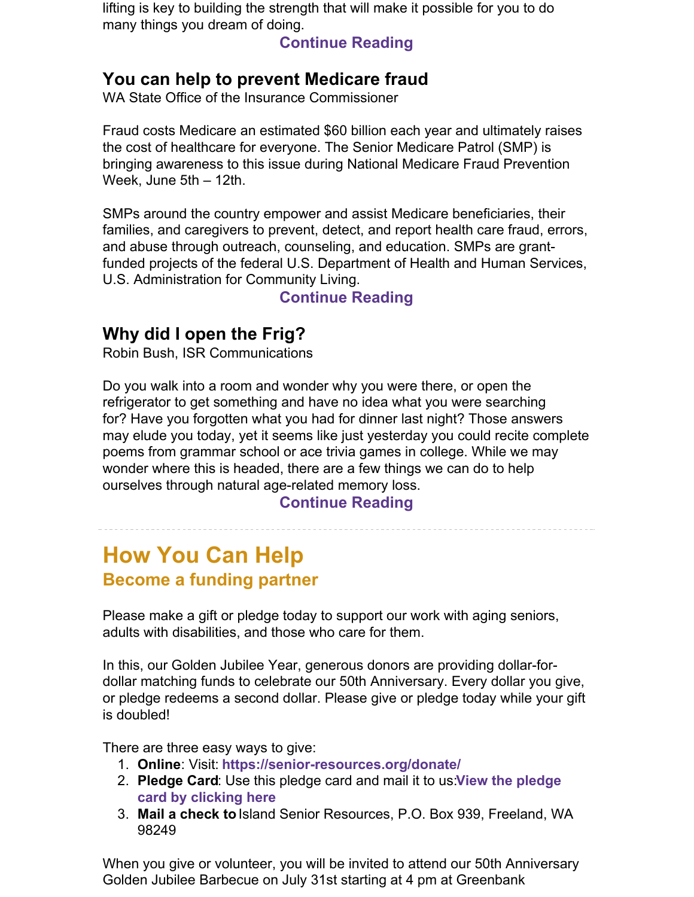lifting is key to building the strength that will make it possible for you to do many things you dream of doing.

**Continue Reading**

### You can help to prevent Medicare fraud

WA State Office of the Insurance Commissioner

Fraud costs Medicare an estimated $60 billion each year and ultimately raises the cost of healthcare for everyone. The Senior Medicare Patrol (SMP) is bringing awareness to this issue during National Medicare Fraud Prevention Week, June 5th – 12th.

SMPs around the country empower and assist Medicare beneficiaries, their families, and caregivers to prevent, detect, and report health care fraud, errors, and abuse through outreach, counseling, and education. SMPs are grant-funded projects of the federal U.S. Department of Health and Human Services, U.S. Administration for Community Living.

**Continue Reading**

### Why did I open the Frig?

Robin Bush, ISR Communications

Do you walk into a room and wonder why you were there, or open the refrigerator to get something and have no idea what you were searching for? Have you forgotten what you had for dinner last night? Those answers may elude you today, yet it seems like just yesterday you could recite complete poems from grammar school or ace trivia games in college. While we may wonder where this is headed, there are a few things we can do to help ourselves through natural age-related memory loss.

**Continue Reading**

---

## How You Can Help

### Become a funding partner

Please make a gift or pledge today to support our work with aging seniors, adults with disabilities, and those who care for them.

In this, our Golden Jubilee Year, generous donors are providing dollar-for-dollar matching funds to celebrate our 50th Anniversary. Every dollar you give, or pledge redeems a second dollar. Please give or pledge today while your gift is doubled!

There are three easy ways to give:

1. **Online**: Visit: **https://senior-resources.org/donate/**
2. **Pledge Card**: Use this pledge card and mail it to us:**View the pledge card by clicking here**
3. **Mail a check to** Island Senior Resources, P.O. Box 939, Freeland, WA 98249

When you give or volunteer, you will be invited to attend our 50th Anniversary Golden Jubilee Barbecue on July 31st starting at 4 pm at Greenbank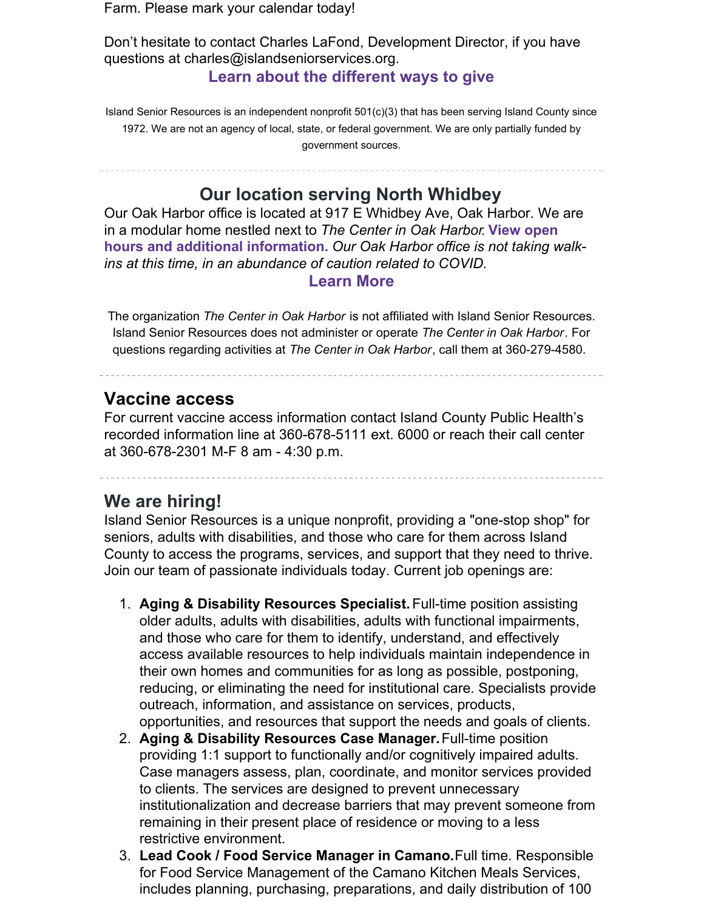Farm. Please mark your calendar today!

Don't hesitate to contact Charles LaFond, Development Director, if you have questions at charles@islandseniorservices.org.

**Learn about the different ways to give**

Island Senior Resources is an independent nonprofit 501(c)(3) that has been serving Island County since 1972. We are not an agency of local, state, or federal government. We are only partially funded by government sources.

---

## Our location serving North Whidbey

Our Oak Harbor office is located at 917 E Whidbey Ave, Oak Harbor. We are in a modular home nestled next to *The Center in Oak Harbor*. **View open hours and additional information.** *Our Oak Harbor office is not taking walk-ins at this time, in an abundance of caution related to COVID.*

**Learn More**

The organization *The Center in Oak Harbor* is not affiliated with Island Senior Resources. Island Senior Resources does not administer or operate *The Center in Oak Harbor*. For questions regarding activities at *The Center in Oak Harbor*, call them at 360-279-4580.

---

## Vaccine access

For current vaccine access information contact Island County Public Health's recorded information line at 360-678-5111 ext. 6000 or reach their call center at 360-678-2301 M-F 8 am - 4:30 p.m.

---

## We are hiring!

Island Senior Resources is a unique nonprofit, providing a "one-stop shop" for seniors, adults with disabilities, and those who care for them across Island County to access the programs, services, and support that they need to thrive. Join our team of passionate individuals today. Current job openings are:

1. **Aging & Disability Resources Specialist.** Full-time position assisting older adults, adults with disabilities, adults with functional impairments, and those who care for them to identify, understand, and effectively access available resources to help individuals maintain independence in their own homes and communities for as long as possible, postponing, reducing, or eliminating the need for institutional care. Specialists provide outreach, information, and assistance on services, products, opportunities, and resources that support the needs and goals of clients.
2. **Aging & Disability Resources Case Manager.** Full-time position providing 1:1 support to functionally and/or cognitively impaired adults. Case managers assess, plan, coordinate, and monitor services provided to clients. The services are designed to prevent unnecessary institutionalization and decrease barriers that may prevent someone from remaining in their present place of residence or moving to a less restrictive environment.
3. **Lead Cook / Food Service Manager in Camano.** Full time. Responsible for Food Service Management of the Camano Kitchen Meals Services, includes planning, purchasing, preparations, and daily distribution of 100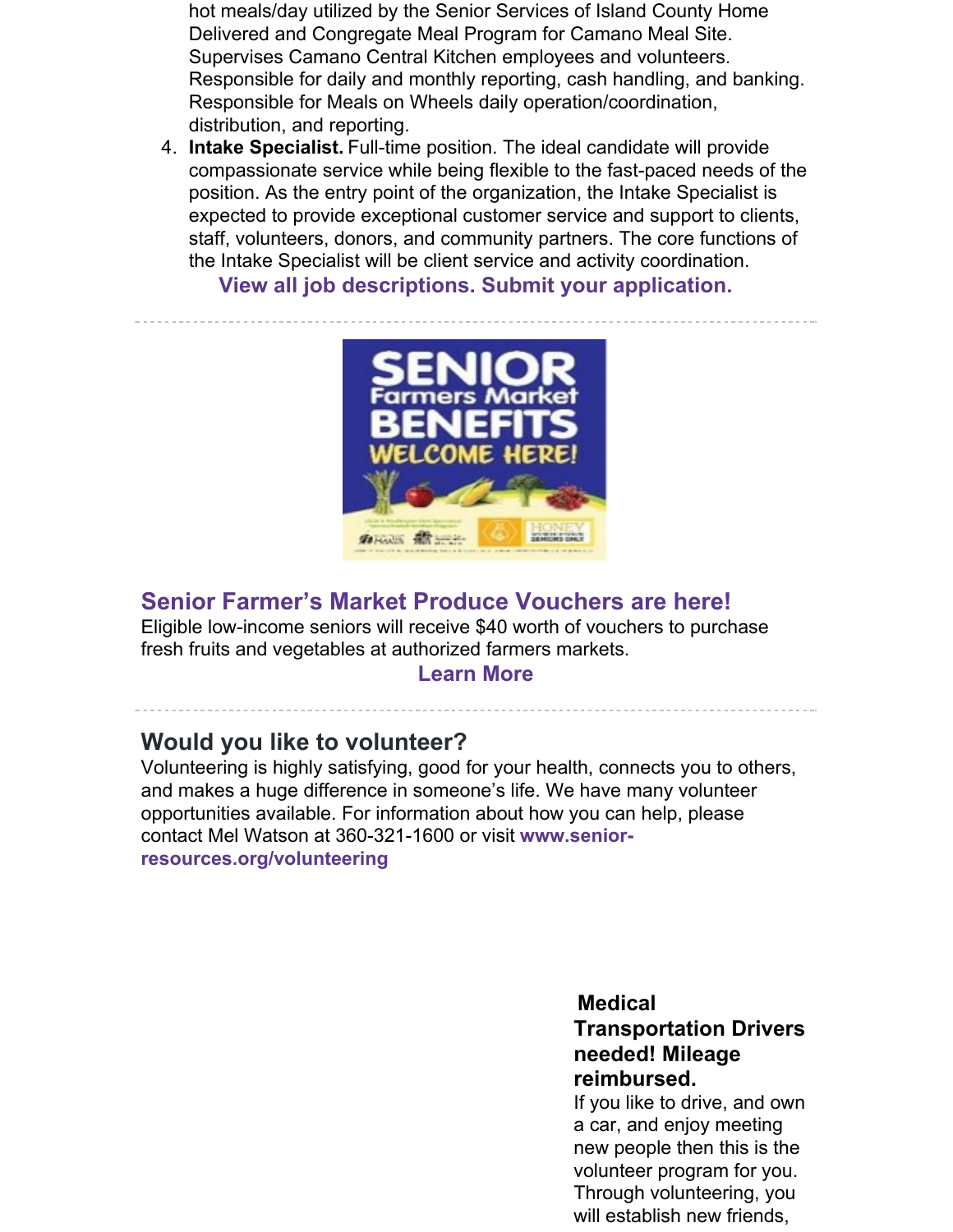hot meals/day utilized by the Senior Services of Island County Home Delivered and Congregate Meal Program for Camano Meal Site. Supervises Camano Central Kitchen employees and volunteers. Responsible for daily and monthly reporting, cash handling, and banking. Responsible for Meals on Wheels daily operation/coordination, distribution, and reporting.

4. **Intake Specialist.** Full-time position. The ideal candidate will provide compassionate service while being flexible to the fast-paced needs of the position. As the entry point of the organization, the Intake Specialist is expected to provide exceptional customer service and support to clients, staff, volunteers, donors, and community partners. The core functions of the Intake Specialist will be client service and activity coordination.

**View all job descriptions. Submit your application.**

---

## Senior Farmer's Market Produce Vouchers are here!

Eligible low-income seniors will receive $40 worth of vouchers to purchase fresh fruits and vegetables at authorized farmers markets.

**Learn More**

---

## Would you like to volunteer?

Volunteering is highly satisfying, good for your health, connects you to others, and makes a huge difference in someone's life. We have many volunteer opportunities available. For information about how you can help, please contact Mel Watson at 360-321-1600 or visit **www.senior-resources.org/volunteering**

### Medical Transportation Drivers needed! Mileage reimbursed.

If you like to drive, and own a car, and enjoy meeting new people then this is the volunteer program for you. Through volunteering, you will establish new friends,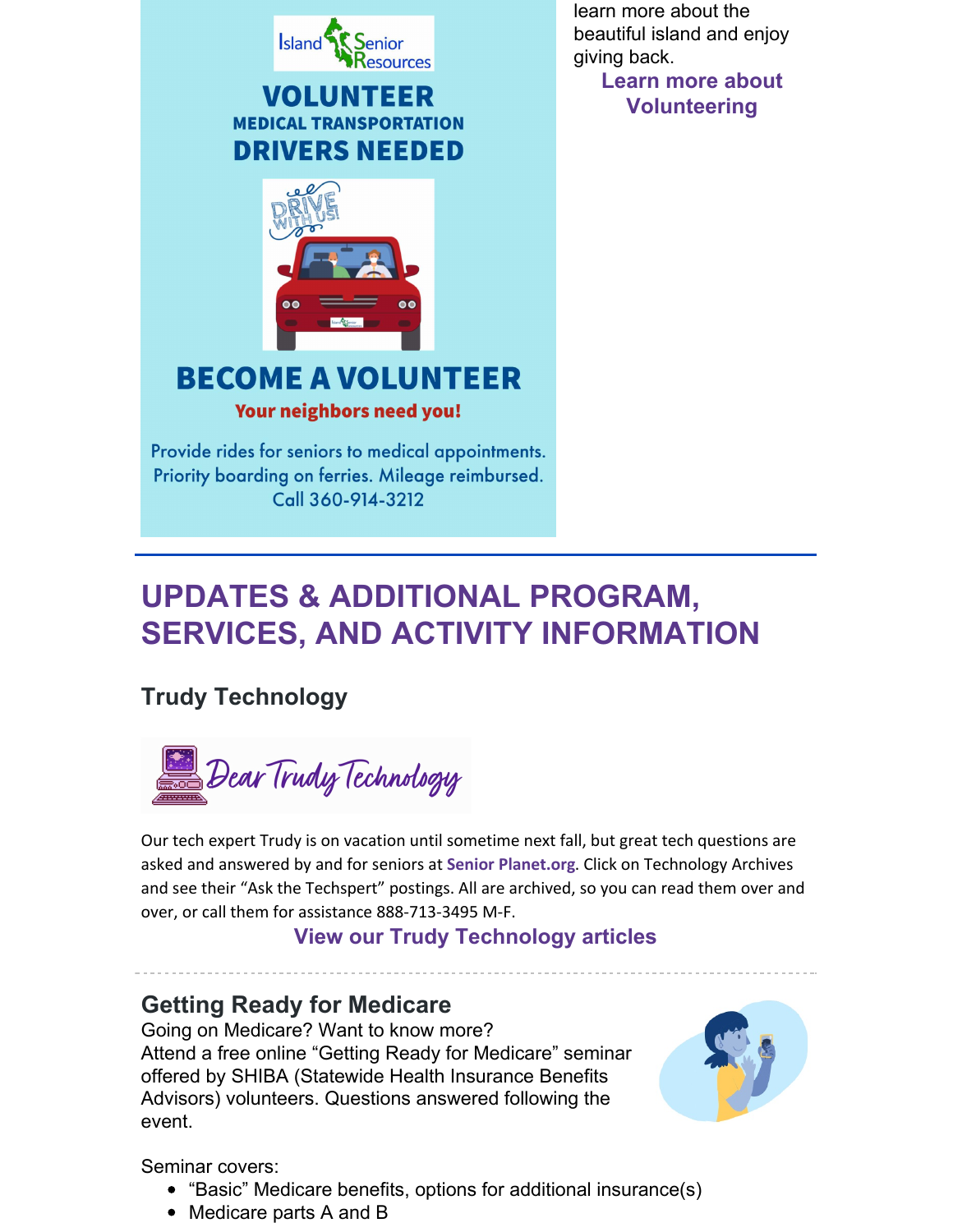Island Senior Resources

**VOLUNTEER**
**MEDICAL TRANSPORTATION**
**DRIVERS NEEDED**

DRIVE WITH US!

**BECOME A VOLUNTEER**

**Your neighbors need you!**

Provide rides for seniors to medical appointments. Priority boarding on ferries. Mileage reimbursed. Call 360-914-3212

learn more about the beautiful island and enjoy giving back.

**Learn more about Volunteering**

---

# UPDATES & ADDITIONAL PROGRAM, SERVICES, AND ACTIVITY INFORMATION

### Trudy Technology

*Dear Trudy Technology*

Our tech expert Trudy is on vacation until sometime next fall, but great tech questions are asked and answered by and for seniors at **Senior Planet.org**. Click on Technology Archives and see their "Ask the Techspert" postings. All are archived, so you can read them over and over, or call them for assistance 888-713-3495 M-F.

**View our Trudy Technology articles**

---

### Getting Ready for Medicare

Going on Medicare? Want to know more?
Attend a free online "Getting Ready for Medicare" seminar offered by SHIBA (Statewide Health Insurance Benefits Advisors) volunteers. Questions answered following the event.

Seminar covers:

- "Basic" Medicare benefits, options for additional insurance(s)
- Medicare parts A and B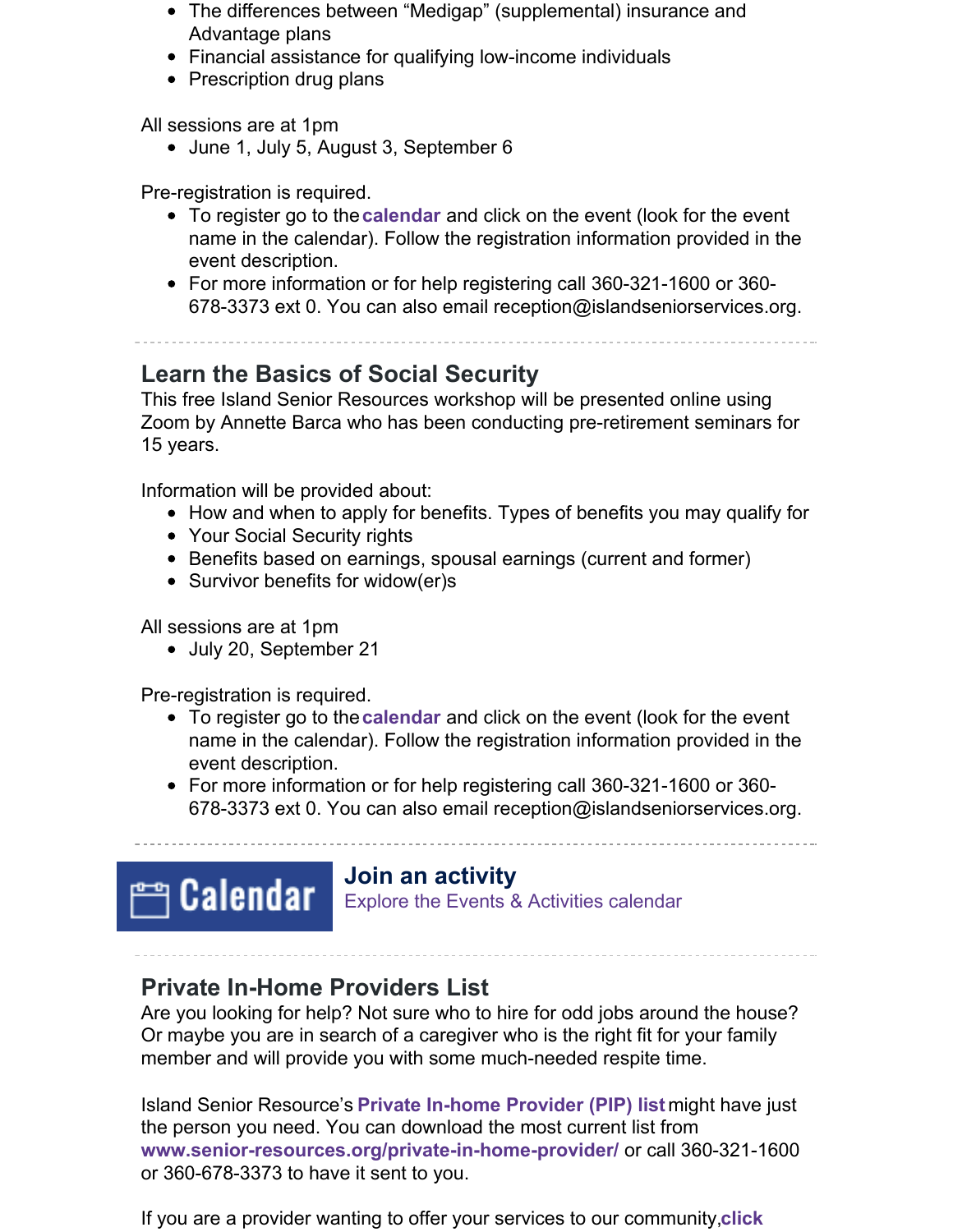- The differences between “Medigap” (supplemental) insurance and Advantage plans
- Financial assistance for qualifying low-income individuals
- Prescription drug plans

All sessions are at 1pm

- June 1, July 5, August 3, September 6

Pre-registration is required.

- To register go to the **calendar** and click on the event (look for the event name in the calendar). Follow the registration information provided in the event description.
- For more information or for help registering call 360-321-1600 or 360-678-3373 ext 0. You can also email reception@islandseniorservices.org.

---

## Learn the Basics of Social Security

This free Island Senior Resources workshop will be presented online using Zoom by Annette Barca who has been conducting pre-retirement seminars for 15 years.

Information will be provided about:

- How and when to apply for benefits. Types of benefits you may qualify for
- Your Social Security rights
- Benefits based on earnings, spousal earnings (current and former)
- Survivor benefits for widow(er)s

All sessions are at 1pm

- July 20, September 21

Pre-registration is required.

- To register go to the **calendar** and click on the event (look for the event name in the calendar). Follow the registration information provided in the event description.
- For more information or for help registering call 360-321-1600 or 360-678-3373 ext 0. You can also email reception@islandseniorservices.org.

---

Calendar

**Join an activity**

Explore the Events & Activities calendar

---

## Private In-Home Providers List

Are you looking for help? Not sure who to hire for odd jobs around the house? Or maybe you are in search of a caregiver who is the right fit for your family member and will provide you with some much-needed respite time.

Island Senior Resource’s **Private In-home Provider (PIP) list** might have just the person you need. You can download the most current list from **www.senior-resources.org/private-in-home-provider/** or call 360-321-1600 or 360-678-3373 to have it sent to you.

If you are a provider wanting to offer your services to our community, **click**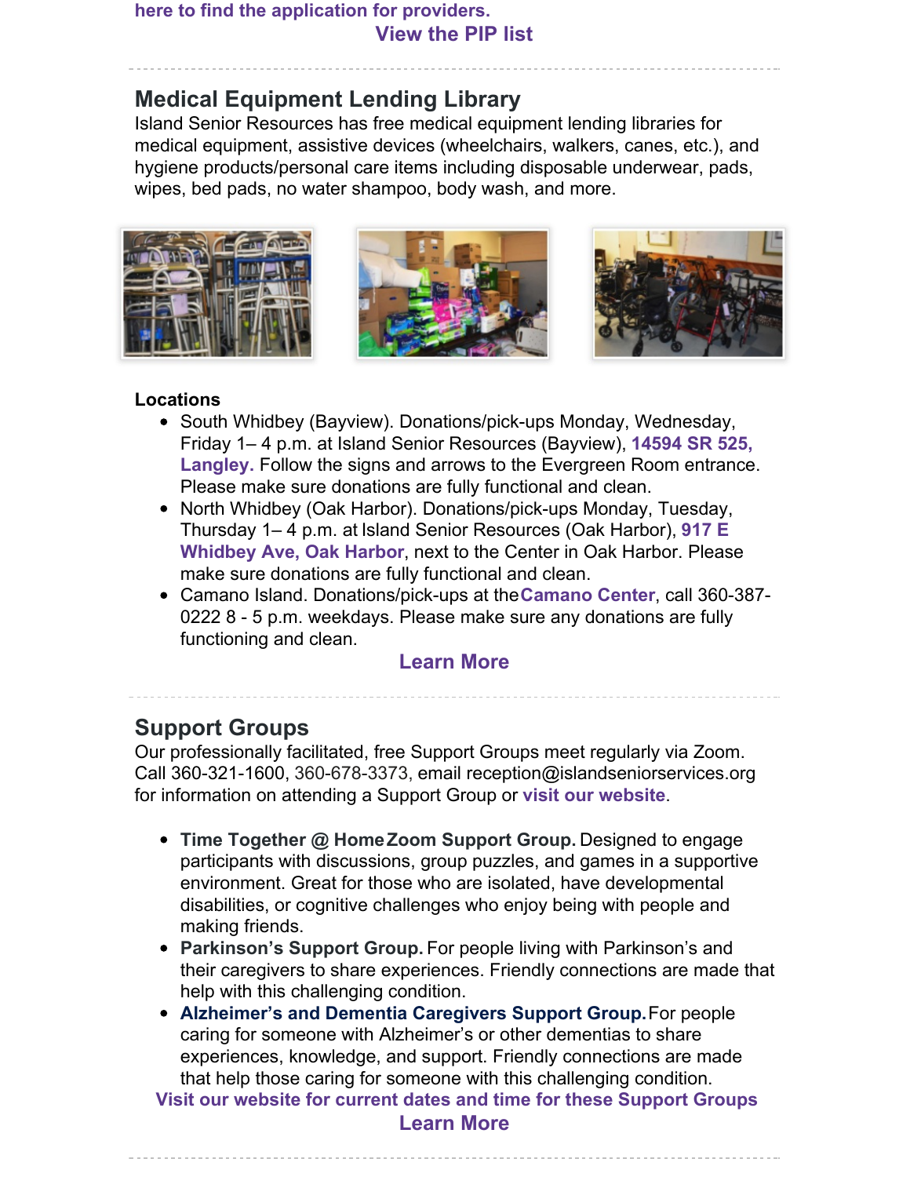here to find the application for providers.

View the PIP list

## Medical Equipment Lending Library

Island Senior Resources has free medical equipment lending libraries for medical equipment, assistive devices (wheelchairs, walkers, canes, etc.), and hygiene products/personal care items including disposable underwear, pads, wipes, bed pads, no water shampoo, body wash, and more.

**Locations**

- South Whidbey (Bayview). Donations/pick-ups Monday, Wednesday, Friday 1– 4 p.m. at Island Senior Resources (Bayview), **14594 SR 525, Langley.** Follow the signs and arrows to the Evergreen Room entrance. Please make sure donations are fully functional and clean.
- North Whidbey (Oak Harbor). Donations/pick-ups Monday, Tuesday, Thursday 1– 4 p.m. at Island Senior Resources (Oak Harbor), **917 E Whidbey Ave, Oak Harbor**, next to the Center in Oak Harbor. Please make sure donations are fully functional and clean.
- Camano Island. Donations/pick-ups at the **Camano Center**, call 360-387-0222 8 - 5 p.m. weekdays. Please make sure any donations are fully functioning and clean.

**Learn More**

## Support Groups

Our professionally facilitated, free Support Groups meet regularly via Zoom. Call 360-321-1600, 360-678-3373, email reception@islandseniorservices.org for information on attending a Support Group or **visit our website**.

- **Time Together @ Home Zoom Support Group.** Designed to engage participants with discussions, group puzzles, and games in a supportive environment. Great for those who are isolated, have developmental disabilities, or cognitive challenges who enjoy being with people and making friends.
- **Parkinson's Support Group.** For people living with Parkinson's and their caregivers to share experiences. Friendly connections are made that help with this challenging condition.
- **Alzheimer's and Dementia Caregivers Support Group.** For people caring for someone with Alzheimer's or other dementias to share experiences, knowledge, and support. Friendly connections are made that help those caring for someone with this challenging condition.

**Visit our website for current dates and time for these Support Groups**

**Learn More**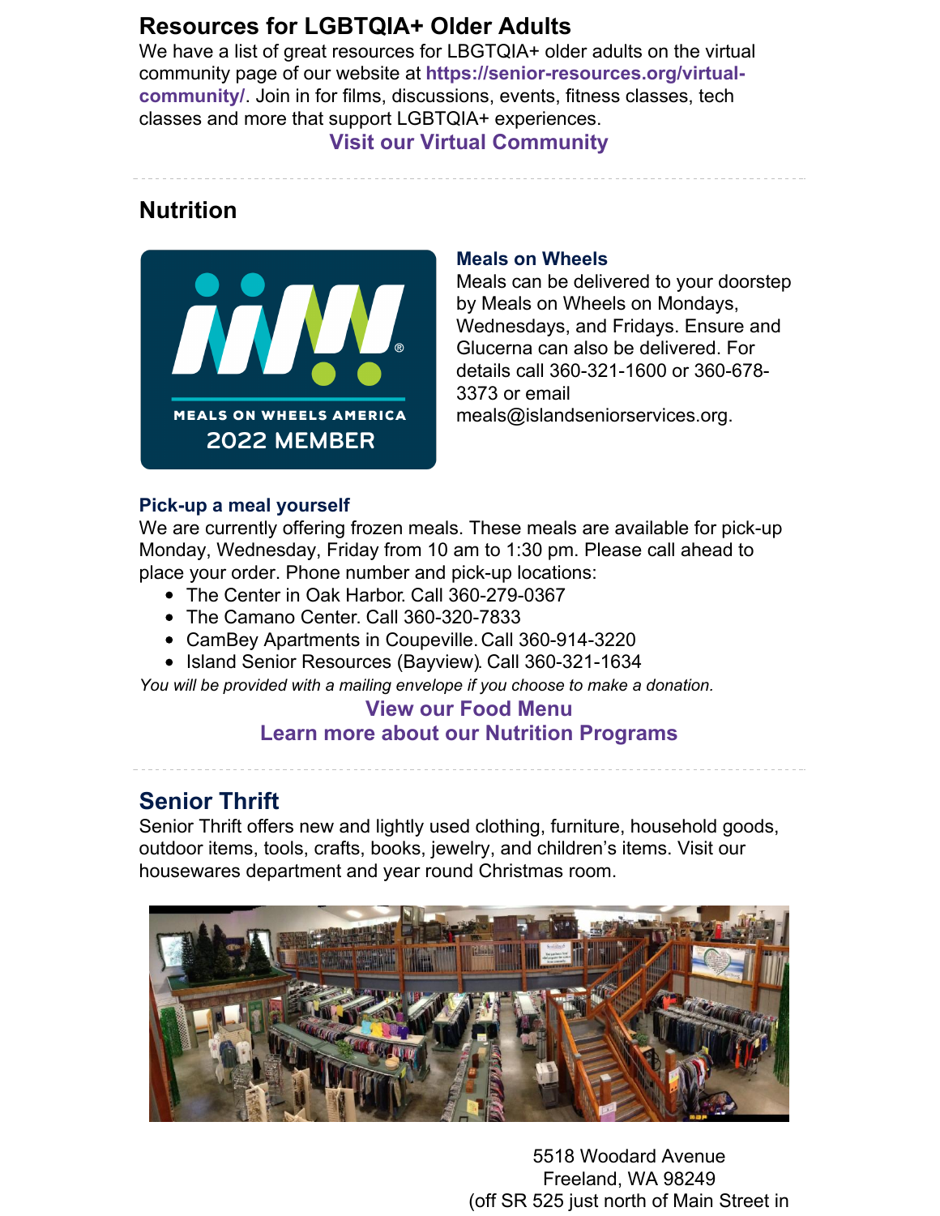## Resources for LGBTQIA+ Older Adults

We have a list of great resources for LBGTQIA+ older adults on the virtual community page of our website at **https://senior-resources.org/virtual-community/**. Join in for films, discussions, events, fitness classes, tech classes and more that support LGBTQIA+ experiences.

**Visit our Virtual Community**

---

## Nutrition

### Meals on Wheels

Meals can be delivered to your doorstep by Meals on Wheels on Mondays, Wednesdays, and Fridays. Ensure and Glucerna can also be delivered. For details call 360-321-1600 or 360-678-3373 or email meals@islandseniorservices.org.

### Pick-up a meal yourself

We are currently offering frozen meals. These meals are available for pick-up Monday, Wednesday, Friday from 10 am to 1:30 pm. Please call ahead to place your order. Phone number and pick-up locations:

- The Center in Oak Harbor. Call 360-279-0367
- The Camano Center. Call 360-320-7833
- CamBey Apartments in Coupeville. Call 360-914-3220
- Island Senior Resources (Bayview). Call 360-321-1634

*You will be provided with a mailing envelope if you choose to make a donation.*

**View our Food Menu**
**Learn more about our Nutrition Programs**

---

## Senior Thrift

Senior Thrift offers new and lightly used clothing, furniture, household goods, outdoor items, tools, crafts, books, jewelry, and children's items. Visit our housewares department and year round Christmas room.

5518 Woodard Avenue
Freeland, WA 98249
(off SR 525 just north of Main Street in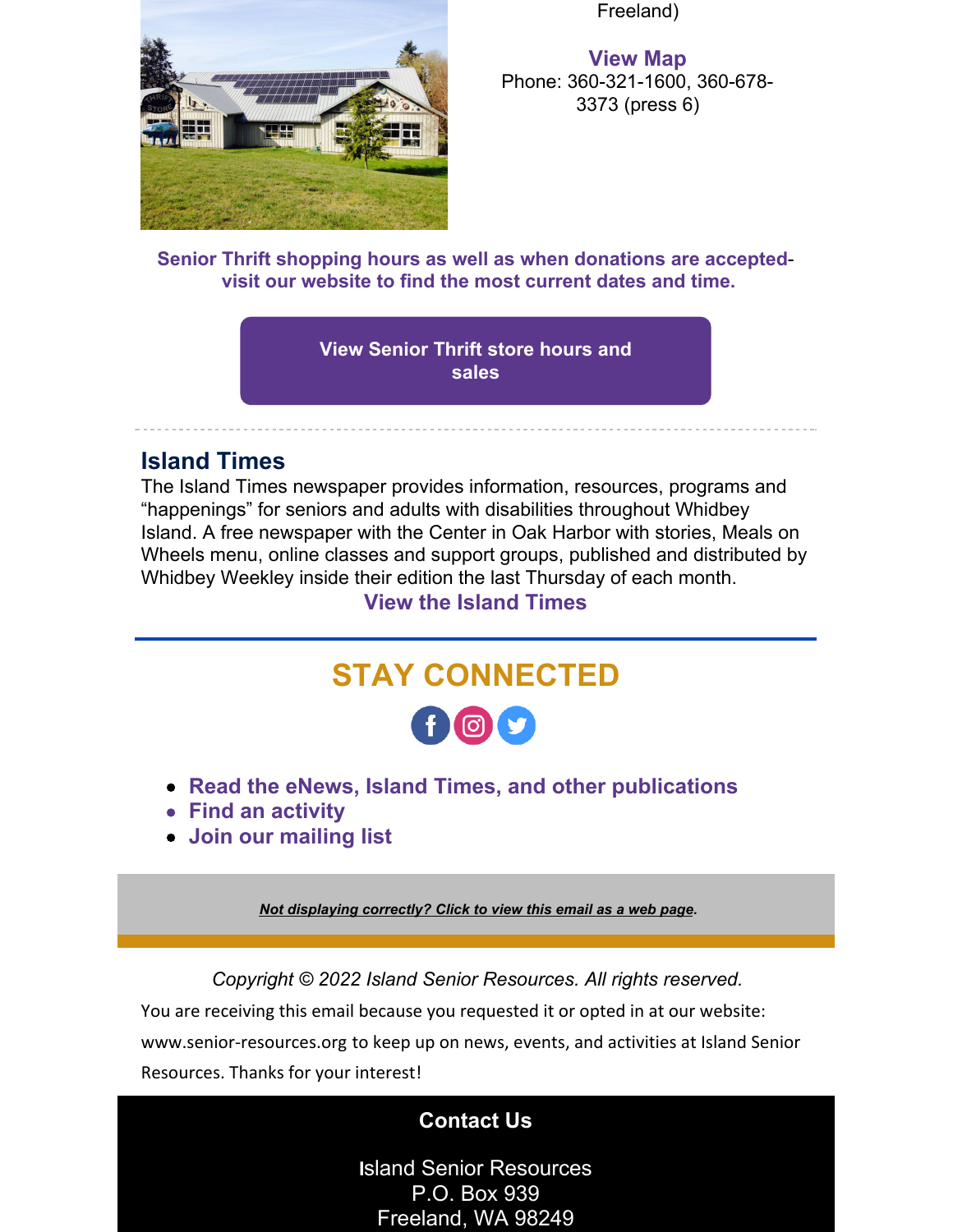Freeland)

**View Map**
Phone: 360-321-1600, 360-678-3373 (press 6)

**Senior Thrift shopping hours as well as when donations are accepted- visit our website to find the most current dates and time.**

**View Senior Thrift store hours and sales**

---

## Island Times

The Island Times newspaper provides information, resources, programs and "happenings" for seniors and adults with disabilities throughout Whidbey Island. A free newspaper with the Center in Oak Harbor with stories, Meals on Wheels menu, online classes and support groups, published and distributed by Whidbey Weekley inside their edition the last Thursday of each month.

**View the Island Times**

---

# STAY CONNECTED

- **Read the eNews, Island Times, and other publications**
- **Find an activity**
- **Join our mailing list**

***Not displaying correctly? Click to view this email as a web page*.**

*Copyright © 2022 Island Senior Resources. All rights reserved.*

You are receiving this email because you requested it or opted in at our website: www.senior-resources.org to keep up on news, events, and activities at Island Senior Resources. Thanks for your interest!

**Contact Us**

Island Senior Resources
P.O. Box 939
Freeland, WA 98249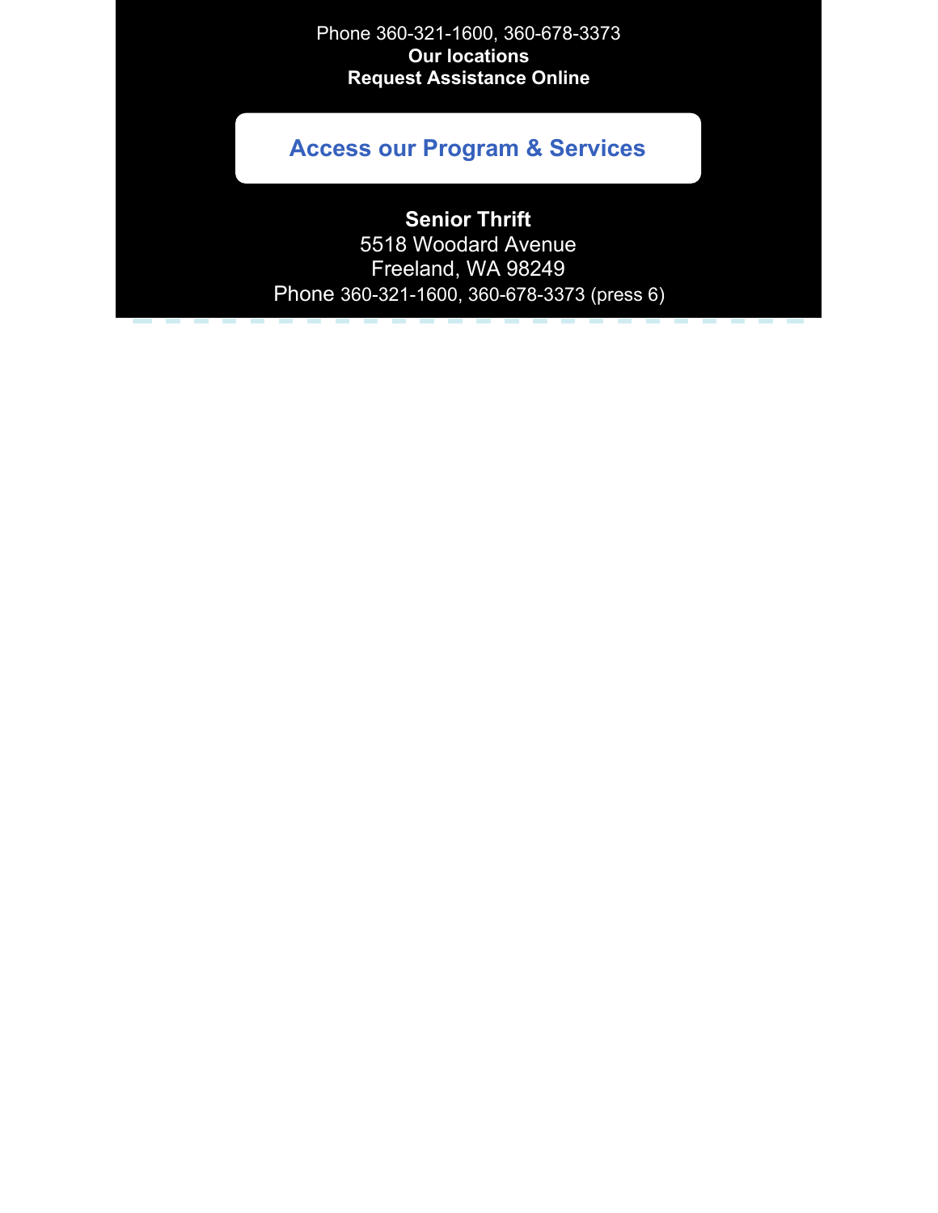Phone 360-321-1600, 360-678-3373
**Our locations**
**Request Assistance Online**

**Access our Program & Services**

**Senior Thrift**
5518 Woodard Avenue
Freeland, WA 98249
Phone 360-321-1600, 360-678-3373 (press 6)